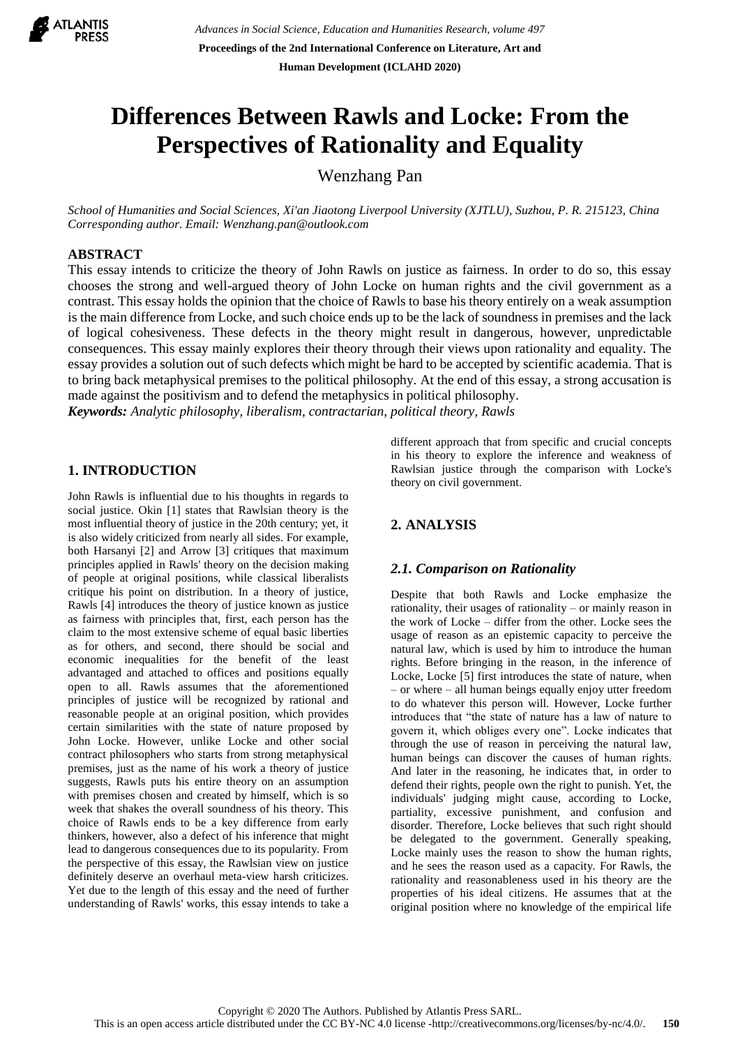# Differences Between Rawls and Locke: From the Perspectives of Rationality and Equality

Wenzhang Pan

*School of Humanities and Social Sciences, Xi'an Jiaotong Liverpool University (XJTLU), Suzhou, P. R. 215123, China*
*Corresponding author. Email: Wenzhang.pan@outlook.com*

## ABSTRACT

This essay intends to criticize the theory of John Rawls on justice as fairness. In order to do so, this essay chooses the strong and well-argued theory of John Locke on human rights and the civil government as a contrast. This essay holds the opinion that the choice of Rawls to base his theory entirely on a weak assumption is the main difference from Locke, and such choice ends up to be the lack of soundness in premises and the lack of logical cohesiveness. These defects in the theory might result in dangerous, however, unpredictable consequences. This essay mainly explores their theory through their views upon rationality and equality. The essay provides a solution out of such defects which might be hard to be accepted by scientific academia. That is to bring back metaphysical premises to the political philosophy. At the end of this essay, a strong accusation is made against the positivism and to defend the metaphysics in political philosophy.

***Keywords:*** *Analytic philosophy, liberalism, contractarian, political theory, Rawls*

## 1. INTRODUCTION

John Rawls is influential due to his thoughts in regards to social justice. Okin [1] states that Rawlsian theory is the most influential theory of justice in the 20th century; yet, it is also widely criticized from nearly all sides. For example, both Harsanyi [2] and Arrow [3] critiques that maximum principles applied in Rawls' theory on the decision making of people at original positions, while classical liberalists critique his point on distribution. In a theory of justice, Rawls [4] introduces the theory of justice known as justice as fairness with principles that, first, each person has the claim to the most extensive scheme of equal basic liberties as for others, and second, there should be social and economic inequalities for the benefit of the least advantaged and attached to offices and positions equally open to all. Rawls assumes that the aforementioned principles of justice will be recognized by rational and reasonable people at an original position, which provides certain similarities with the state of nature proposed by John Locke. However, unlike Locke and other social contract philosophers who starts from strong metaphysical premises, just as the name of his work a theory of justice suggests, Rawls puts his entire theory on an assumption with premises chosen and created by himself, which is so week that shakes the overall soundness of his theory. This choice of Rawls ends to be a key difference from early thinkers, however, also a defect of his inference that might lead to dangerous consequences due to its popularity. From the perspective of this essay, the Rawlsian view on justice definitely deserve an overhaul meta-view harsh criticizes. Yet due to the length of this essay and the need of further understanding of Rawls' works, this essay intends to take a different approach that from specific and crucial concepts in his theory to explore the inference and weakness of Rawlsian justice through the comparison with Locke's theory on civil government.

## 2. ANALYSIS

### *2.1. Comparison on Rationality*

Despite that both Rawls and Locke emphasize the rationality, their usages of rationality – or mainly reason in the work of Locke – differ from the other. Locke sees the usage of reason as an epistemic capacity to perceive the natural law, which is used by him to introduce the human rights. Before bringing in the reason, in the inference of Locke, Locke [5] first introduces the state of nature, when – or where – all human beings equally enjoy utter freedom to do whatever this person will. However, Locke further introduces that "the state of nature has a law of nature to govern it, which obliges every one". Locke indicates that through the use of reason in perceiving the natural law, human beings can discover the causes of human rights. And later in the reasoning, he indicates that, in order to defend their rights, people own the right to punish. Yet, the individuals' judging might cause, according to Locke, partiality, excessive punishment, and confusion and disorder. Therefore, Locke believes that such right should be delegated to the government. Generally speaking, Locke mainly uses the reason to show the human rights, and he sees the reason used as a capacity. For Rawls, the rationality and reasonableness used in his theory are the properties of his ideal citizens. He assumes that at the original position where no knowledge of the empirical life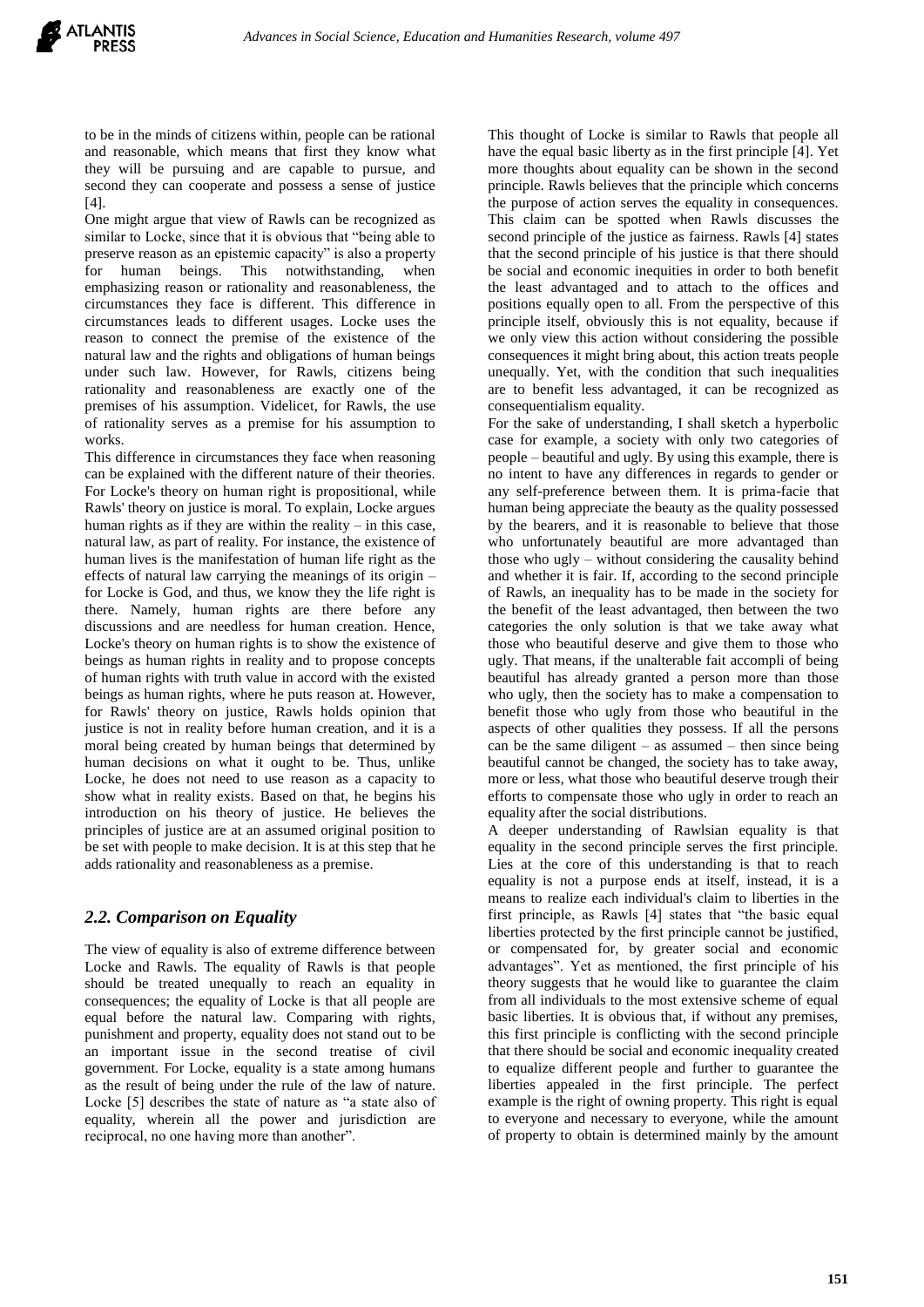to be in the minds of citizens within, people can be rational and reasonable, which means that first they know what they will be pursuing and are capable to pursue, and second they can cooperate and possess a sense of justice [4].

One might argue that view of Rawls can be recognized as similar to Locke, since that it is obvious that "being able to preserve reason as an epistemic capacity" is also a property for human beings. This notwithstanding, when emphasizing reason or rationality and reasonableness, the circumstances they face is different. This difference in circumstances leads to different usages. Locke uses the reason to connect the premise of the existence of the natural law and the rights and obligations of human beings under such law. However, for Rawls, citizens being rationality and reasonableness are exactly one of the premises of his assumption. Videlicet, for Rawls, the use of rationality serves as a premise for his assumption to works.

This difference in circumstances they face when reasoning can be explained with the different nature of their theories. For Locke's theory on human right is propositional, while Rawls' theory on justice is moral. To explain, Locke argues human rights as if they are within the reality – in this case, natural law, as part of reality. For instance, the existence of human lives is the manifestation of human life right as the effects of natural law carrying the meanings of its origin – for Locke is God, and thus, we know they the life right is there. Namely, human rights are there before any discussions and are needless for human creation. Hence, Locke's theory on human rights is to show the existence of beings as human rights in reality and to propose concepts of human rights with truth value in accord with the existed beings as human rights, where he puts reason at. However, for Rawls' theory on justice, Rawls holds opinion that justice is not in reality before human creation, and it is a moral being created by human beings that determined by human decisions on what it ought to be. Thus, unlike Locke, he does not need to use reason as a capacity to show what in reality exists. Based on that, he begins his introduction on his theory of justice. He believes the principles of justice are at an assumed original position to be set with people to make decision. It is at this step that he adds rationality and reasonableness as a premise.

## *2.2. Comparison on Equality*

The view of equality is also of extreme difference between Locke and Rawls. The equality of Rawls is that people should be treated unequally to reach an equality in consequences; the equality of Locke is that all people are equal before the natural law. Comparing with rights, punishment and property, equality does not stand out to be an important issue in the second treatise of civil government. For Locke, equality is a state among humans as the result of being under the rule of the law of nature. Locke [5] describes the state of nature as "a state also of equality, wherein all the power and jurisdiction are reciprocal, no one having more than another".

This thought of Locke is similar to Rawls that people all have the equal basic liberty as in the first principle [4]. Yet more thoughts about equality can be shown in the second principle. Rawls believes that the principle which concerns the purpose of action serves the equality in consequences. This claim can be spotted when Rawls discusses the second principle of the justice as fairness. Rawls [4] states that the second principle of his justice is that there should be social and economic inequities in order to both benefit the least advantaged and to attach to the offices and positions equally open to all. From the perspective of this principle itself, obviously this is not equality, because if we only view this action without considering the possible consequences it might bring about, this action treats people unequally. Yet, with the condition that such inequalities are to benefit less advantaged, it can be recognized as consequentialism equality.

For the sake of understanding, I shall sketch a hyperbolic case for example, a society with only two categories of people – beautiful and ugly. By using this example, there is no intent to have any differences in regards to gender or any self-preference between them. It is prima-facie that human being appreciate the beauty as the quality possessed by the bearers, and it is reasonable to believe that those who unfortunately beautiful are more advantaged than those who ugly – without considering the causality behind and whether it is fair. If, according to the second principle of Rawls, an inequality has to be made in the society for the benefit of the least advantaged, then between the two categories the only solution is that we take away what those who beautiful deserve and give them to those who ugly. That means, if the unalterable fait accompli of being beautiful has already granted a person more than those who ugly, then the society has to make a compensation to benefit those who ugly from those who beautiful in the aspects of other qualities they possess. If all the persons can be the same diligent – as assumed – then since being beautiful cannot be changed, the society has to take away, more or less, what those who beautiful deserve trough their efforts to compensate those who ugly in order to reach an equality after the social distributions.

A deeper understanding of Rawlsian equality is that equality in the second principle serves the first principle. Lies at the core of this understanding is that to reach equality is not a purpose ends at itself, instead, it is a means to realize each individual's claim to liberties in the first principle, as Rawls [4] states that "the basic equal liberties protected by the first principle cannot be justified, or compensated for, by greater social and economic advantages". Yet as mentioned, the first principle of his theory suggests that he would like to guarantee the claim from all individuals to the most extensive scheme of equal basic liberties. It is obvious that, if without any premises, this first principle is conflicting with the second principle that there should be social and economic inequality created to equalize different people and further to guarantee the liberties appealed in the first principle. The perfect example is the right of owning property. This right is equal to everyone and necessary to everyone, while the amount of property to obtain is determined mainly by the amount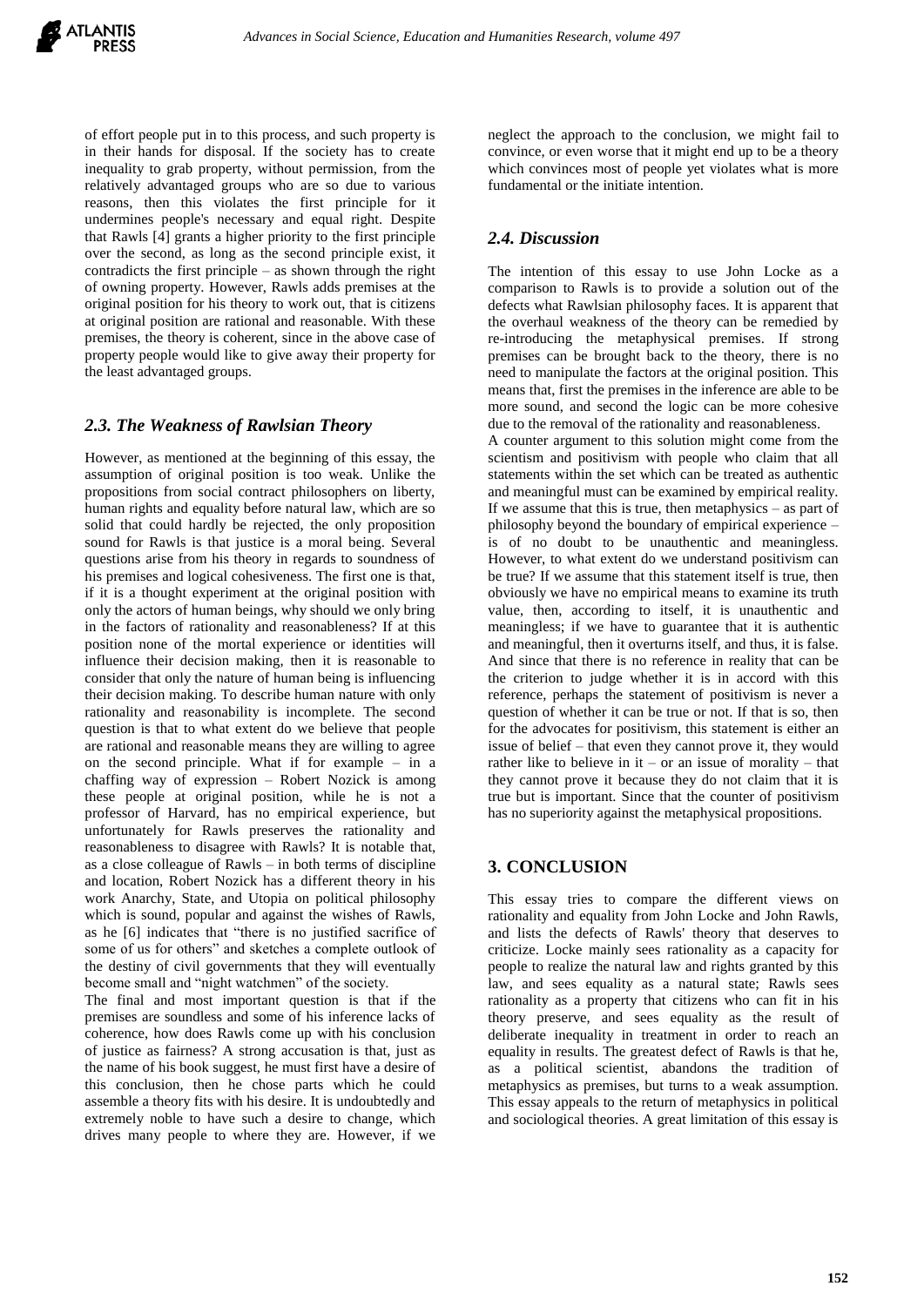of effort people put in to this process, and such property is in their hands for disposal. If the society has to create inequality to grab property, without permission, from the relatively advantaged groups who are so due to various reasons, then this violates the first principle for it undermines people's necessary and equal right. Despite that Rawls [4] grants a higher priority to the first principle over the second, as long as the second principle exist, it contradicts the first principle – as shown through the right of owning property. However, Rawls adds premises at the original position for his theory to work out, that is citizens at original position are rational and reasonable. With these premises, the theory is coherent, since in the above case of property people would like to give away their property for the least advantaged groups.

### *2.3. The Weakness of Rawlsian Theory*

However, as mentioned at the beginning of this essay, the assumption of original position is too weak. Unlike the propositions from social contract philosophers on liberty, human rights and equality before natural law, which are so solid that could hardly be rejected, the only proposition sound for Rawls is that justice is a moral being. Several questions arise from his theory in regards to soundness of his premises and logical cohesiveness. The first one is that, if it is a thought experiment at the original position with only the actors of human beings, why should we only bring in the factors of rationality and reasonableness? If at this position none of the mortal experience or identities will influence their decision making, then it is reasonable to consider that only the nature of human being is influencing their decision making. To describe human nature with only rationality and reasonability is incomplete. The second question is that to what extent do we believe that people are rational and reasonable means they are willing to agree on the second principle. What if for example – in a chaffing way of expression – Robert Nozick is among these people at original position, while he is not a professor of Harvard, has no empirical experience, but unfortunately for Rawls preserves the rationality and reasonableness to disagree with Rawls? It is notable that, as a close colleague of Rawls – in both terms of discipline and location, Robert Nozick has a different theory in his work Anarchy, State, and Utopia on political philosophy which is sound, popular and against the wishes of Rawls, as he [6] indicates that "there is no justified sacrifice of some of us for others" and sketches a complete outlook of the destiny of civil governments that they will eventually become small and "night watchmen" of the society.

The final and most important question is that if the premises are soundless and some of his inference lacks of coherence, how does Rawls come up with his conclusion of justice as fairness? A strong accusation is that, just as the name of his book suggest, he must first have a desire of this conclusion, then he chose parts which he could assemble a theory fits with his desire. It is undoubtedly and extremely noble to have such a desire to change, which drives many people to where they are. However, if we neglect the approach to the conclusion, we might fail to convince, or even worse that it might end up to be a theory which convinces most of people yet violates what is more fundamental or the initiate intention.

### *2.4. Discussion*

The intention of this essay to use John Locke as a comparison to Rawls is to provide a solution out of the defects what Rawlsian philosophy faces. It is apparent that the overhaul weakness of the theory can be remedied by re-introducing the metaphysical premises. If strong premises can be brought back to the theory, there is no need to manipulate the factors at the original position. This means that, first the premises in the inference are able to be more sound, and second the logic can be more cohesive due to the removal of the rationality and reasonableness.

A counter argument to this solution might come from the scientism and positivism with people who claim that all statements within the set which can be treated as authentic and meaningful must can be examined by empirical reality. If we assume that this is true, then metaphysics – as part of philosophy beyond the boundary of empirical experience – is of no doubt to be unauthentic and meaningless. However, to what extent do we understand positivism can be true? If we assume that this statement itself is true, then obviously we have no empirical means to examine its truth value, then, according to itself, it is unauthentic and meaningless; if we have to guarantee that it is authentic and meaningful, then it overturns itself, and thus, it is false. And since that there is no reference in reality that can be the criterion to judge whether it is in accord with this reference, perhaps the statement of positivism is never a question of whether it can be true or not. If that is so, then for the advocates for positivism, this statement is either an issue of belief – that even they cannot prove it, they would rather like to believe in it – or an issue of morality – that they cannot prove it because they do not claim that it is true but is important. Since that the counter of positivism has no superiority against the metaphysical propositions.

## 3. CONCLUSION

This essay tries to compare the different views on rationality and equality from John Locke and John Rawls, and lists the defects of Rawls' theory that deserves to criticize. Locke mainly sees rationality as a capacity for people to realize the natural law and rights granted by this law, and sees equality as a natural state; Rawls sees rationality as a property that citizens who can fit in his theory preserve, and sees equality as the result of deliberate inequality in treatment in order to reach an equality in results. The greatest defect of Rawls is that he, as a political scientist, abandons the tradition of metaphysics as premises, but turns to a weak assumption. This essay appeals to the return of metaphysics in political and sociological theories. A great limitation of this essay is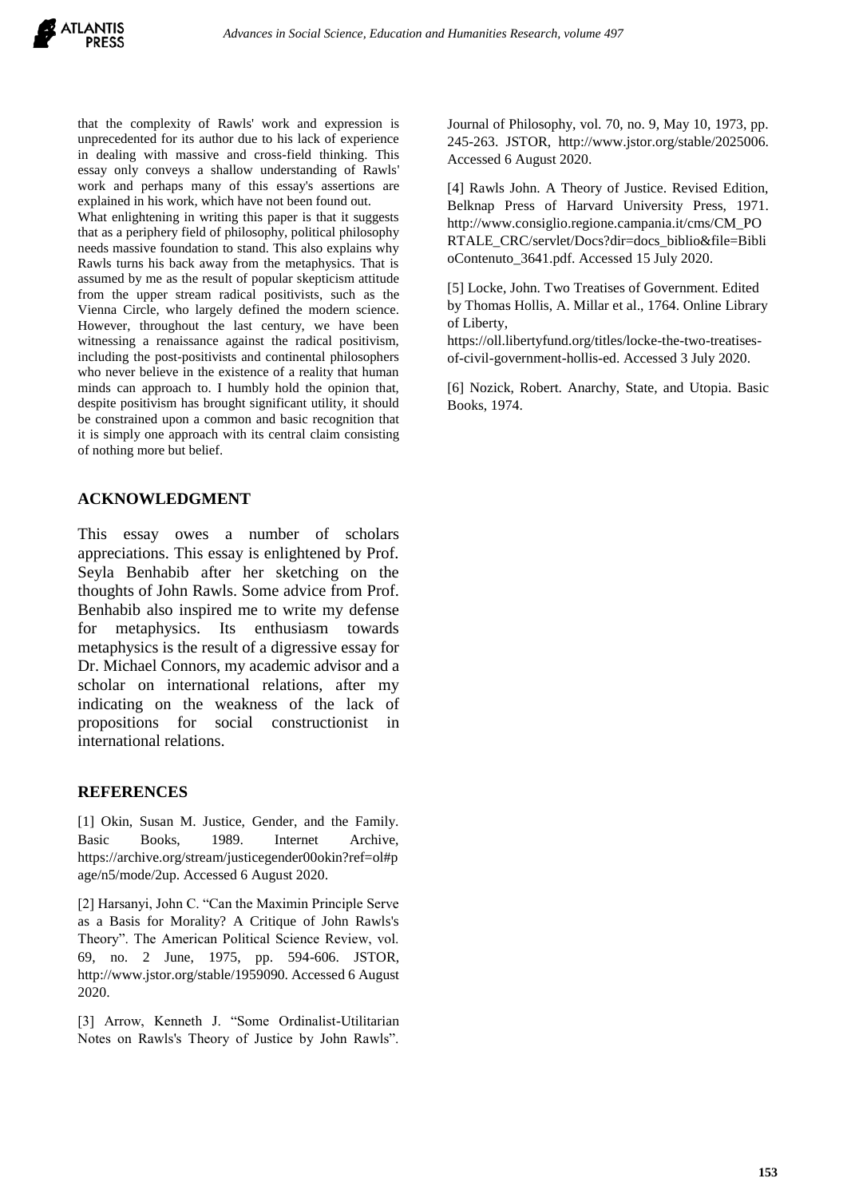that the complexity of Rawls' work and expression is unprecedented for its author due to his lack of experience in dealing with massive and cross-field thinking. This essay only conveys a shallow understanding of Rawls' work and perhaps many of this essay's assertions are explained in his work, which have not been found out.

What enlightening in writing this paper is that it suggests that as a periphery field of philosophy, political philosophy needs massive foundation to stand. This also explains why Rawls turns his back away from the metaphysics. That is assumed by me as the result of popular skepticism attitude from the upper stream radical positivists, such as the Vienna Circle, who largely defined the modern science. However, throughout the last century, we have been witnessing a renaissance against the radical positivism, including the post-positivists and continental philosophers who never believe in the existence of a reality that human minds can approach to. I humbly hold the opinion that, despite positivism has brought significant utility, it should be constrained upon a common and basic recognition that it is simply one approach with its central claim consisting of nothing more but belief.

## ACKNOWLEDGMENT

This essay owes a number of scholars appreciations. This essay is enlightened by Prof. Seyla Benhabib after her sketching on the thoughts of John Rawls. Some advice from Prof. Benhabib also inspired me to write my defense for metaphysics. Its enthusiasm towards metaphysics is the result of a digressive essay for Dr. Michael Connors, my academic advisor and a scholar on international relations, after my indicating on the weakness of the lack of propositions for social constructionist in international relations.

## REFERENCES

[1] Okin, Susan M. Justice, Gender, and the Family. Basic Books, 1989. Internet Archive, https://archive.org/stream/justicegender00okin?ref=ol#page/n5/mode/2up. Accessed 6 August 2020.

[2] Harsanyi, John C. "Can the Maximin Principle Serve as a Basis for Morality? A Critique of John Rawls's Theory". The American Political Science Review, vol. 69, no. 2 June, 1975, pp. 594-606. JSTOR, http://www.jstor.org/stable/1959090. Accessed 6 August 2020.

[3] Arrow, Kenneth J. "Some Ordinalist-Utilitarian Notes on Rawls's Theory of Justice by John Rawls". Journal of Philosophy, vol. 70, no. 9, May 10, 1973, pp. 245-263. JSTOR, http://www.jstor.org/stable/2025006. Accessed 6 August 2020.

[4] Rawls John. A Theory of Justice. Revised Edition, Belknap Press of Harvard University Press, 1971. http://www.consiglio.regione.campania.it/cms/CM_PORTALE_CRC/servlet/Docs?dir=docs_biblio&file=BiblioContenuto_3641.pdf. Accessed 15 July 2020.

[5] Locke, John. Two Treatises of Government. Edited by Thomas Hollis, A. Millar et al., 1764. Online Library of Liberty, https://oll.libertyfund.org/titles/locke-the-two-treatises-of-civil-government-hollis-ed. Accessed 3 July 2020.

[6] Nozick, Robert. Anarchy, State, and Utopia. Basic Books, 1974.